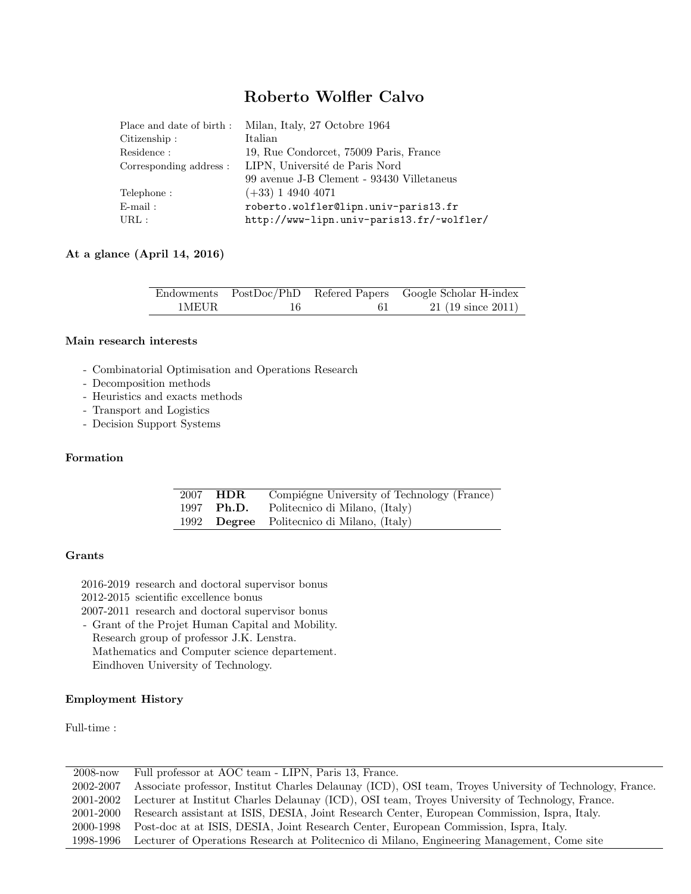# Roberto Wolfler Calvo

| | |
|---|---|
| Place and date of birth : | Milan, Italy, 27 Octobre 1964 |
| Citizenship : | Italian |
| Residence : | 19, Rue Condorcet, 75009 Paris, France |
| Corresponding address : | LIPN, Université de Paris Nord |
| | 99 avenue J-B Clement - 93430 Villetaneus |
| Telephone : | (+33) 1 4940 4071 |
| E-mail : | `roberto.wolfler@lipn.univ-paris13.fr` |
| URL : | `http://www-lipn.univ-paris13.fr/~wolfler/` |

### At a glance (April 14, 2016)

| Endowments | PostDoc/PhD | Refered Papers | Google Scholar H-index |
|---|---|---|---|
| 1MEUR | 16 | 61 | 21 (19 since 2011) |

### Main research interests

- Combinatorial Optimisation and Operations Research
- Decomposition methods
- Heuristics and exacts methods
- Transport and Logistics
- Decision Support Systems

### Formation

| | | |
|---|---|---|
| 2007 | **HDR** | Compiégne University of Technology (France) |
| 1997 | **Ph.D.** | Politecnico di Milano, (Italy) |
| 1992 | **Degree** | Politecnico di Milano, (Italy) |

### Grants

2016-2019 research and doctoral supervisor bonus
2012-2015 scientific excellence bonus
2007-2011 research and doctoral supervisor bonus

- Grant of the Projet Human Capital and Mobility.
  Research group of professor J.K. Lenstra.
  Mathematics and Computer science departement.
  Eindhoven University of Technology.

### Employment History

Full-time :

| | |
|---|---|
| 2008-now | Full professor at AOC team - LIPN, Paris 13, France. |
| 2002-2007 | Associate professor, Institut Charles Delaunay (ICD), OSI team, Troyes University of Technology, France. |
| 2001-2002 | Lecturer at Institut Charles Delaunay (ICD), OSI team, Troyes University of Technology, France. |
| 2001-2000 | Research assistant at ISIS, DESIA, Joint Research Center, European Commission, Ispra, Italy. |
| 2000-1998 | Post-doc at at ISIS, DESIA, Joint Research Center, European Commission, Ispra, Italy. |
| 1998-1996 | Lecturer of Operations Research at Politecnico di Milano, Engineering Management, Come site |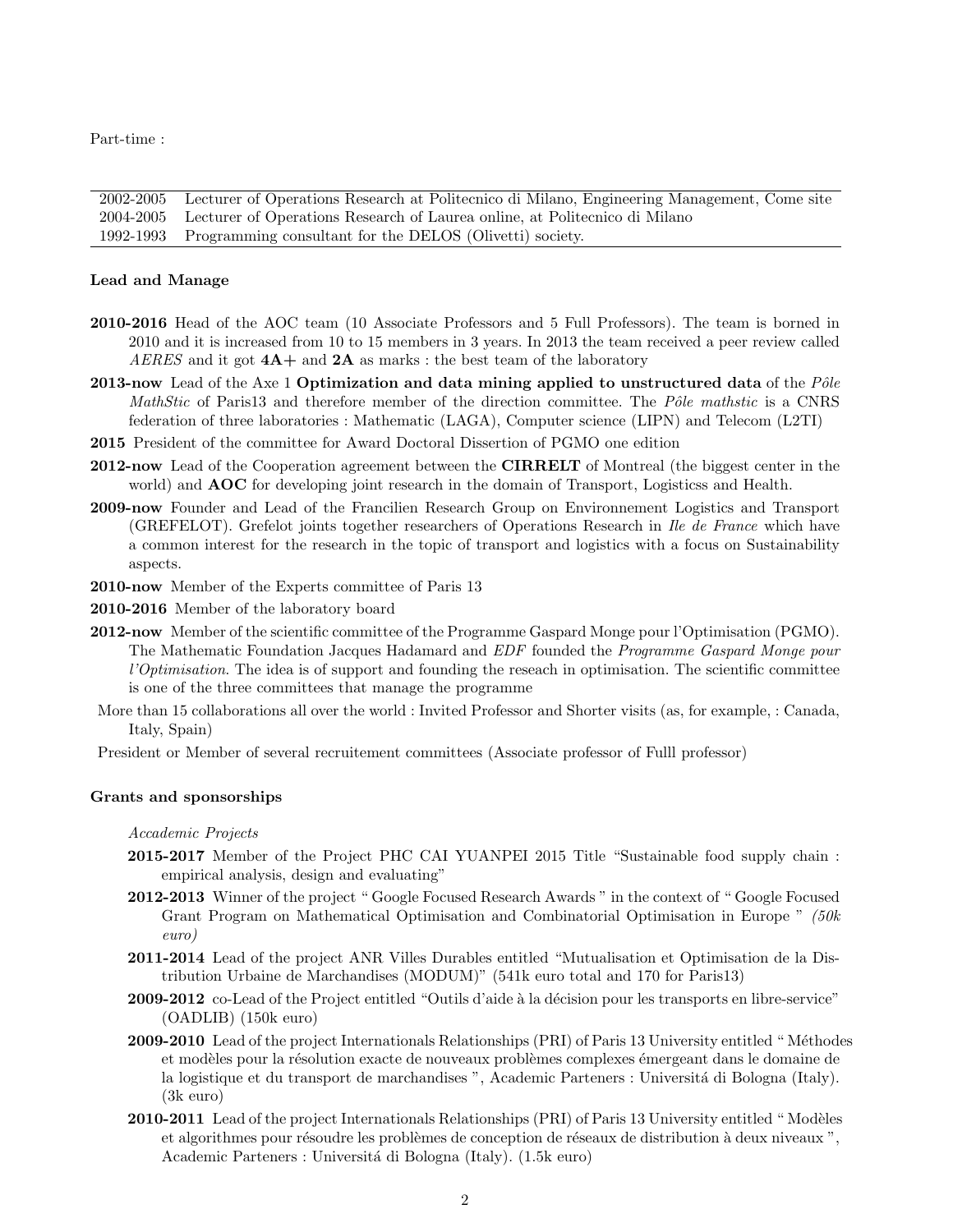Part-time :

| | |
|---|---|
| 2002-2005 | Lecturer of Operations Research at Politecnico di Milano, Engineering Management, Come site |
| 2004-2005 | Lecturer of Operations Research of Laurea online, at Politecnico di Milano |
| 1992-1993 | Programming consultant for the DELOS (Olivetti) society. |

### Lead and Manage

**2010-2016** Head of the AOC team (10 Associate Professors and 5 Full Professors). The team is borned in 2010 and it is increased from 10 to 15 members in 3 years. In 2013 the team received a peer review called *AERES* and it got **4A+** and **2A** as marks : the best team of the laboratory

**2013-now** Lead of the Axe 1 **Optimization and data mining applied to unstructured data** of the *Pôle MathStic* of Paris13 and therefore member of the direction committee. The *Pôle mathstic* is a CNRS federation of three laboratories : Mathematic (LAGA), Computer science (LIPN) and Telecom (L2TI)

**2015** President of the committee for Award Doctoral Dissertion of PGMO one edition

**2012-now** Lead of the Cooperation agreement between the **CIRRELT** of Montreal (the biggest center in the world) and **AOC** for developing joint research in the domain of Transport, Logisticss and Health.

**2009-now** Founder and Lead of the Francilien Research Group on Environnement Logistics and Transport (GREFELOT). Grefelot joints together researchers of Operations Research in *Ile de France* which have a common interest for the research in the topic of transport and logistics with a focus on Sustainability aspects.

**2010-now** Member of the Experts committee of Paris 13

**2010-2016** Member of the laboratory board

**2012-now** Member of the scientific committee of the Programme Gaspard Monge pour l'Optimisation (PGMO). The Mathematic Foundation Jacques Hadamard and *EDF* founded the *Programme Gaspard Monge pour l'Optimisation*. The idea is of support and founding the reseach in optimisation. The scientific committee is one of the three committees that manage the programme

More than 15 collaborations all over the world : Invited Professor and Shorter visits (as, for example, : Canada, Italy, Spain)

President or Member of several recruitement committees (Associate professor of Fulll professor)

### Grants and sponsorships

*Accademic Projects*

**2015-2017** Member of the Project PHC CAI YUANPEI 2015 Title "Sustainable food supply chain : empirical analysis, design and evaluating"

**2012-2013** Winner of the project " Google Focused Research Awards " in the context of " Google Focused Grant Program on Mathematical Optimisation and Combinatorial Optimisation in Europe " *(50k euro)*

**2011-2014** Lead of the project ANR Villes Durables entitled "Mutualisation et Optimisation de la Distribution Urbaine de Marchandises (MODUM)" (541k euro total and 170 for Paris13)

**2009-2012** co-Lead of the Project entitled "Outils d'aide à la décision pour les transports en libre-service" (OADLIB) (150k euro)

**2009-2010** Lead of the project Internationals Relationships (PRI) of Paris 13 University entitled " Méthodes et modèles pour la résolution exacte de nouveaux problèmes complexes émergeant dans le domaine de la logistique et du transport de marchandises ", Academic Parteners : Universitá di Bologna (Italy). (3k euro)

**2010-2011** Lead of the project Internationals Relationships (PRI) of Paris 13 University entitled " Modèles et algorithmes pour résoudre les problèmes de conception de réseaux de distribution à deux niveaux ", Academic Parteners : Universitá di Bologna (Italy). (1.5k euro)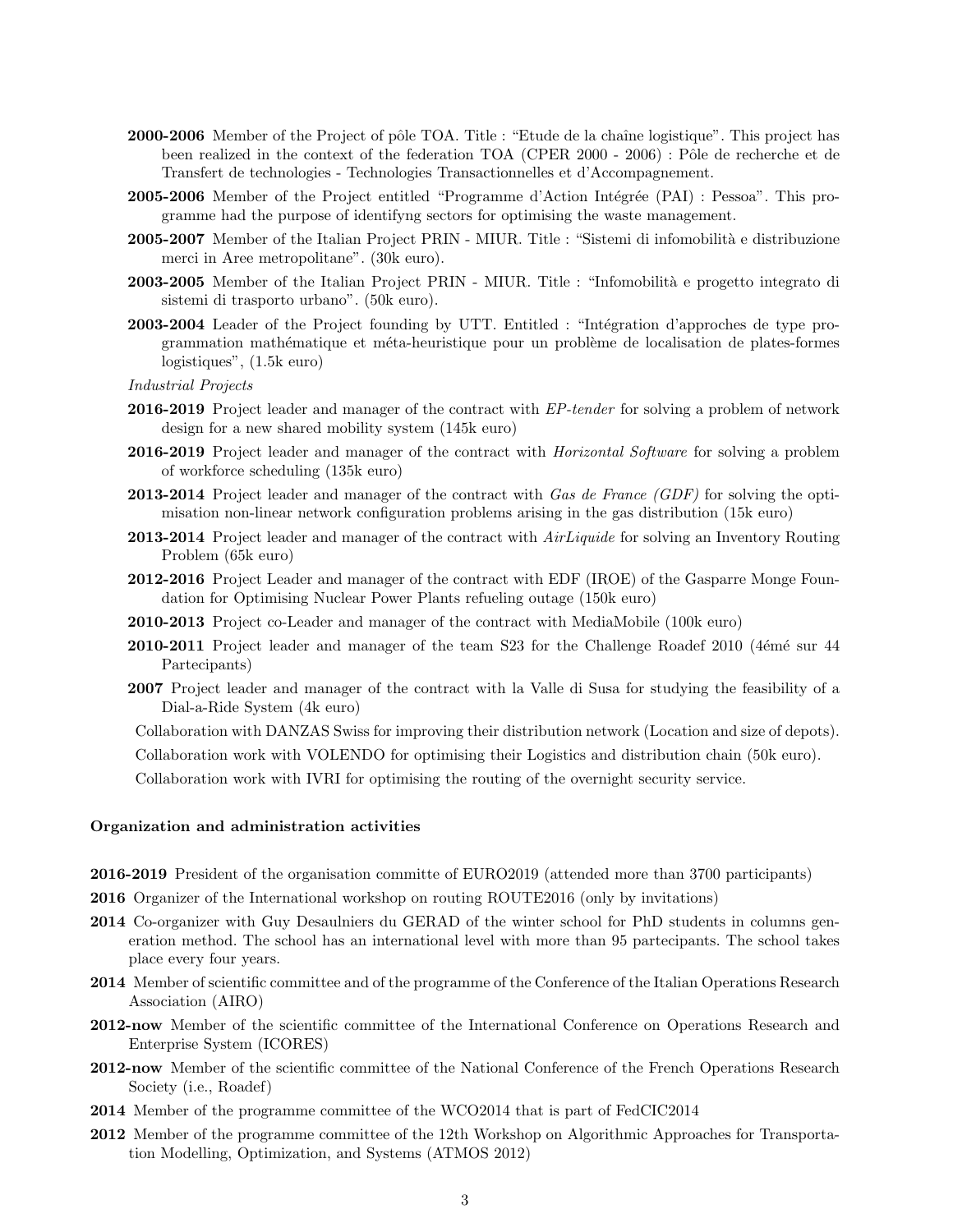- **2000-2006** Member of the Project of pôle TOA. Title : "Etude de la chaîne logistique". This project has been realized in the context of the federation TOA (CPER 2000 - 2006) : Pôle de recherche et de Transfert de technologies - Technologies Transactionnelles et d'Accompagnement.
- **2005-2006** Member of the Project entitled "Programme d'Action Intégrée (PAI) : Pessoa". This programme had the purpose of identifyng sectors for optimising the waste management.
- **2005-2007** Member of the Italian Project PRIN - MIUR. Title : "Sistemi di infomobilità e distribuzione merci in Aree metropolitane". (30k euro).
- **2003-2005** Member of the Italian Project PRIN - MIUR. Title : "Infomobilità e progetto integrato di sistemi di trasporto urbano". (50k euro).
- **2003-2004** Leader of the Project founding by UTT. Entitled : "Intégration d'approches de type programmation mathématique et méta-heuristique pour un problème de localisation de plates-formes logistiques", (1.5k euro)

*Industrial Projects*

- **2016-2019** Project leader and manager of the contract with *EP-tender* for solving a problem of network design for a new shared mobility system (145k euro)
- **2016-2019** Project leader and manager of the contract with *Horizontal Software* for solving a problem of workforce scheduling (135k euro)
- **2013-2014** Project leader and manager of the contract with *Gas de France (GDF)* for solving the optimisation non-linear network configuration problems arising in the gas distribution (15k euro)
- **2013-2014** Project leader and manager of the contract with *AirLiquide* for solving an Inventory Routing Problem (65k euro)
- **2012-2016** Project Leader and manager of the contract with EDF (IROE) of the Gasparre Monge Foundation for Optimising Nuclear Power Plants refueling outage (150k euro)
- **2010-2013** Project co-Leader and manager of the contract with MediaMobile (100k euro)
- **2010-2011** Project leader and manager of the team S23 for the Challenge Roadef 2010 (4émé sur 44 Partecipants)
- **2007** Project leader and manager of the contract with la Valle di Susa for studying the feasibility of a Dial-a-Ride System (4k euro)

Collaboration with DANZAS Swiss for improving their distribution network (Location and size of depots).

Collaboration work with VOLENDO for optimising their Logistics and distribution chain (50k euro).

Collaboration work with IVRI for optimising the routing of the overnight security service.

**Organization and administration activities**

- **2016-2019** President of the organisation committe of EURO2019 (attended more than 3700 participants)
- **2016** Organizer of the International workshop on routing ROUTE2016 (only by invitations)
- **2014** Co-organizer with Guy Desaulniers du GERAD of the winter school for PhD students in columns generation method. The school has an international level with more than 95 partecipants. The school takes place every four years.
- **2014** Member of scientific committee and of the programme of the Conference of the Italian Operations Research Association (AIRO)
- **2012-now** Member of the scientific committee of the International Conference on Operations Research and Enterprise System (ICORES)
- **2012-now** Member of the scientific committee of the National Conference of the French Operations Research Society (i.e., Roadef)
- **2014** Member of the programme committee of the WCO2014 that is part of FedCIC2014
- **2012** Member of the programme committee of the 12th Workshop on Algorithmic Approaches for Transportation Modelling, Optimization, and Systems (ATMOS 2012)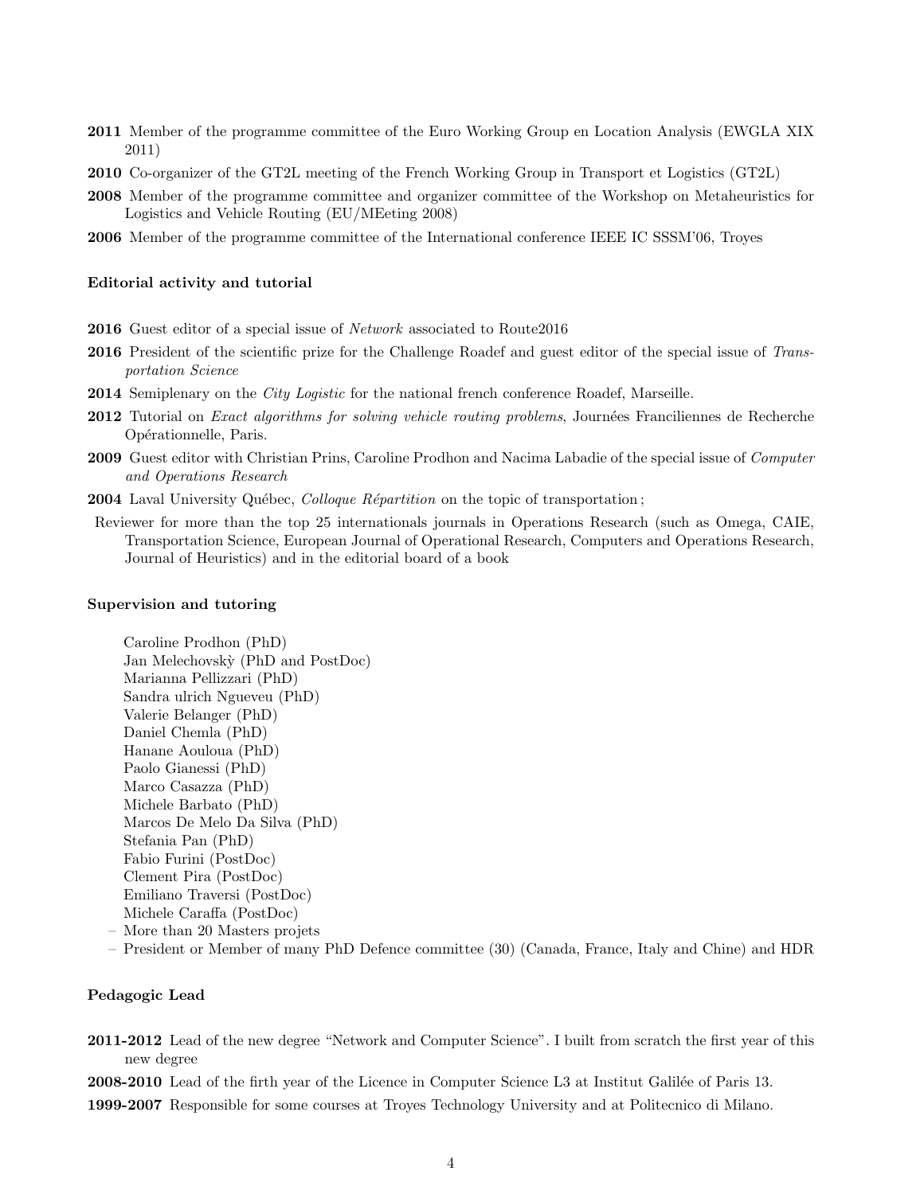**2011** Member of the programme committee of the Euro Working Group en Location Analysis (EWGLA XIX 2011)

**2010** Co-organizer of the GT2L meeting of the French Working Group in Transport et Logistics (GT2L)

**2008** Member of the programme committee and organizer committee of the Workshop on Metaheuristics for Logistics and Vehicle Routing (EU/MEeting 2008)

**2006** Member of the programme committee of the International conference IEEE IC SSSM'06, Troyes

### Editorial activity and tutorial

**2016** Guest editor of a special issue of *Network* associated to Route2016

**2016** President of the scientific prize for the Challenge Roadef and guest editor of the special issue of *Transportation Science*

**2014** Semiplenary on the *City Logistic* for the national french conference Roadef, Marseille.

**2012** Tutorial on *Exact algorithms for solving vehicle routing problems*, Journées Franciliennes de Recherche Opérationnelle, Paris.

**2009** Guest editor with Christian Prins, Caroline Prodhon and Nacima Labadie of the special issue of *Computer and Operations Research*

**2004** Laval University Québec, *Colloque Répartition* on the topic of transportation ;

Reviewer for more than the top 25 internationals journals in Operations Research (such as Omega, CAIE, Transportation Science, European Journal of Operational Research, Computers and Operations Research, Journal of Heuristics) and in the editorial board of a book

### Supervision and tutoring

Caroline Prodhon (PhD)
Jan Melechovskỳ (PhD and PostDoc)
Marianna Pellizzari (PhD)
Sandra ulrich Ngueveu (PhD)
Valerie Belanger (PhD)
Daniel Chemla (PhD)
Hanane Aouloua (PhD)
Paolo Gianessi (PhD)
Marco Casazza (PhD)
Michele Barbato (PhD)
Marcos De Melo Da Silva (PhD)
Stefania Pan (PhD)
Fabio Furini (PostDoc)
Clement Pira (PostDoc)
Emiliano Traversi (PostDoc)
Michele Caraffa (PostDoc)

- More than 20 Masters projets
- President or Member of many PhD Defence committee (30) (Canada, France, Italy and Chine) and HDR

### Pedagogic Lead

**2011-2012** Lead of the new degree "Network and Computer Science". I built from scratch the first year of this new degree

**2008-2010** Lead of the firth year of the Licence in Computer Science L3 at Institut Galilée of Paris 13.

**1999-2007** Responsible for some courses at Troyes Technology University and at Politecnico di Milano.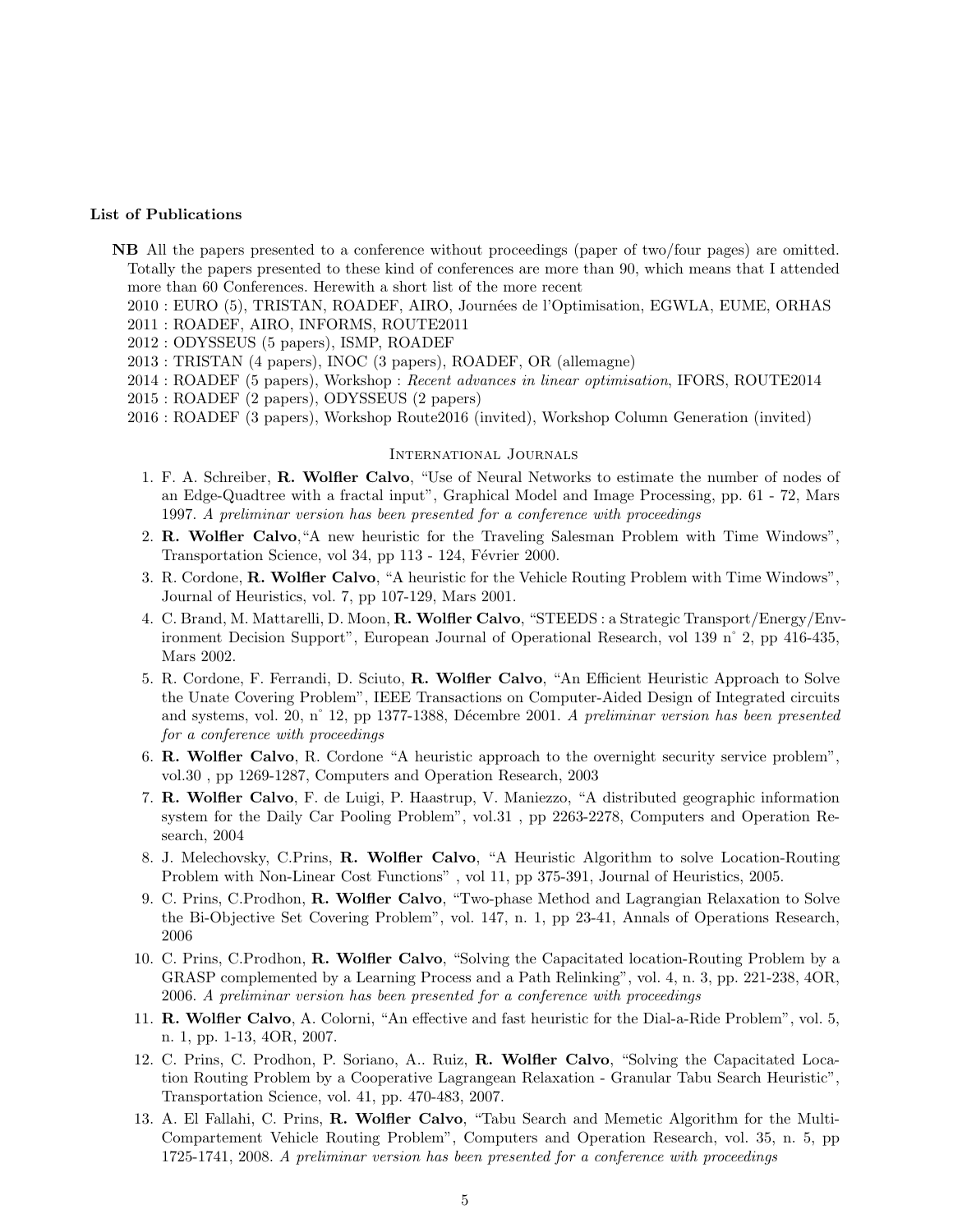### List of Publications

**NB** All the papers presented to a conference without proceedings (paper of two/four pages) are omitted. Totally the papers presented to these kind of conferences are more than 90, which means that I attended more than 60 Conferences. Herewith a short list of the more recent

2010 : EURO (5), TRISTAN, ROADEF, AIRO, Journées de l'Optimisation, EGWLA, EUME, ORHAS
2011 : ROADEF, AIRO, INFORMS, ROUTE2011
2012 : ODYSSEUS (5 papers), ISMP, ROADEF
2013 : TRISTAN (4 papers), INOC (3 papers), ROADEF, OR (allemagne)
2014 : ROADEF (5 papers), Workshop : *Recent advances in linear optimisation*, IFORS, ROUTE2014
2015 : ROADEF (2 papers), ODYSSEUS (2 papers)
2016 : ROADEF (3 papers), Workshop Route2016 (invited), Workshop Column Generation (invited)

#### International Journals

1. F. A. Schreiber, **R. Wolfler Calvo**, "Use of Neural Networks to estimate the number of nodes of an Edge-Quadtree with a fractal input", Graphical Model and Image Processing, pp. 61 - 72, Mars 1997. *A preliminar version has been presented for a conference with proceedings*
2. **R. Wolfler Calvo**,"A new heuristic for the Traveling Salesman Problem with Time Windows", Transportation Science, vol 34, pp 113 - 124, Février 2000.
3. R. Cordone, **R. Wolfler Calvo**, "A heuristic for the Vehicle Routing Problem with Time Windows", Journal of Heuristics, vol. 7, pp 107-129, Mars 2001.
4. C. Brand, M. Mattarelli, D. Moon, **R. Wolfler Calvo**, "STEEDS : a Strategic Transport/Energy/Environment Decision Support", European Journal of Operational Research, vol 139 n° 2, pp 416-435, Mars 2002.
5. R. Cordone, F. Ferrandi, D. Sciuto, **R. Wolfler Calvo**, "An Efficient Heuristic Approach to Solve the Unate Covering Problem", IEEE Transactions on Computer-Aided Design of Integrated circuits and systems, vol. 20, n° 12, pp 1377-1388, Décembre 2001. *A preliminar version has been presented for a conference with proceedings*
6. **R. Wolfler Calvo**, R. Cordone "A heuristic approach to the overnight security service problem", vol.30 , pp 1269-1287, Computers and Operation Research, 2003
7. **R. Wolfler Calvo**, F. de Luigi, P. Haastrup, V. Maniezzo, "A distributed geographic information system for the Daily Car Pooling Problem", vol.31 , pp 2263-2278, Computers and Operation Research, 2004
8. J. Melechovsky, C.Prins, **R. Wolfler Calvo**, "A Heuristic Algorithm to solve Location-Routing Problem with Non-Linear Cost Functions" , vol 11, pp 375-391, Journal of Heuristics, 2005.
9. C. Prins, C.Prodhon, **R. Wolfler Calvo**, "Two-phase Method and Lagrangian Relaxation to Solve the Bi-Objective Set Covering Problem", vol. 147, n. 1, pp 23-41, Annals of Operations Research, 2006
10. C. Prins, C.Prodhon, **R. Wolfler Calvo**, "Solving the Capacitated location-Routing Problem by a GRASP complemented by a Learning Process and a Path Relinking", vol. 4, n. 3, pp. 221-238, 4OR, 2006. *A preliminar version has been presented for a conference with proceedings*
11. **R. Wolfler Calvo**, A. Colorni, "An effective and fast heuristic for the Dial-a-Ride Problem", vol. 5, n. 1, pp. 1-13, 4OR, 2007.
12. C. Prins, C. Prodhon, P. Soriano, A.. Ruiz, **R. Wolfler Calvo**, "Solving the Capacitated Location Routing Problem by a Cooperative Lagrangean Relaxation - Granular Tabu Search Heuristic", Transportation Science, vol. 41, pp. 470-483, 2007.
13. A. El Fallahi, C. Prins, **R. Wolfler Calvo**, "Tabu Search and Memetic Algorithm for the Multi-Compartement Vehicle Routing Problem", Computers and Operation Research, vol. 35, n. 5, pp 1725-1741, 2008. *A preliminar version has been presented for a conference with proceedings*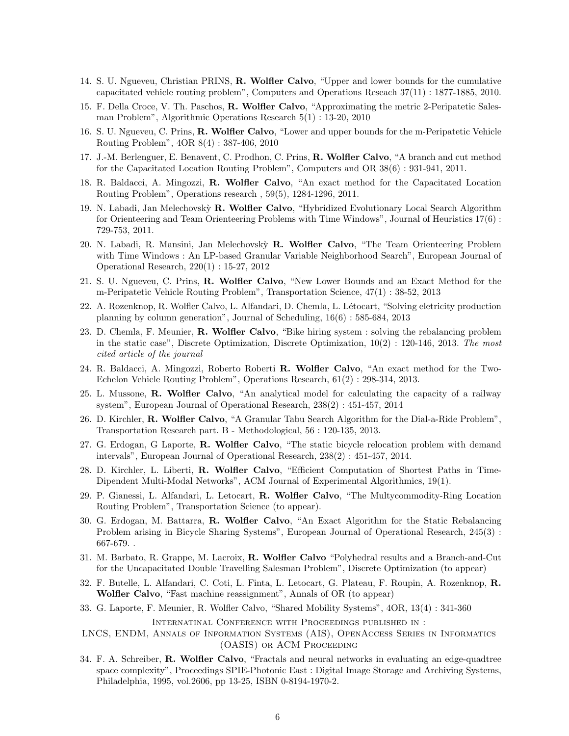14. S. U. Ngueveu, Christian PRINS, **R. Wolfler Calvo**, "Upper and lower bounds for the cumulative capacitated vehicle routing problem", Computers and Operations Reseach 37(11) : 1877-1885, 2010.
15. F. Della Croce, V. Th. Paschos, **R. Wolfler Calvo**, "Approximating the metric 2-Peripatetic Salesman Problem", Algorithmic Operations Research 5(1) : 13-20, 2010
16. S. U. Ngueveu, C. Prins, **R. Wolfler Calvo**, "Lower and upper bounds for the m-Peripatetic Vehicle Routing Problem", 4OR 8(4) : 387-406, 2010
17. J.-M. Berlenguer, E. Benavent, C. Prodhon, C. Prins, **R. Wolfler Calvo**, "A branch and cut method for the Capacitated Location Routing Problem", Computers and OR 38(6) : 931-941, 2011.
18. R. Baldacci, A. Mingozzi, **R. Wolfler Calvo**, "An exact method for the Capacitated Location Routing Problem", Operations research , 59(5), 1284-1296, 2011.
19. N. Labadi, Jan Melechovskỳ **R. Wolfler Calvo**, "Hybridized Evolutionary Local Search Algorithm for Orienteering and Team Orienteering Problems with Time Windows", Journal of Heuristics 17(6) : 729-753, 2011.
20. N. Labadi, R. Mansini, Jan Melechovskỳ **R. Wolfler Calvo**, "The Team Orienteering Problem with Time Windows : An LP-based Granular Variable Neighborhood Search", European Journal of Operational Research, 220(1) : 15-27, 2012
21. S. U. Ngueveu, C. Prins, **R. Wolfler Calvo**, "New Lower Bounds and an Exact Method for the m-Peripatetic Vehicle Routing Problem", Transportation Science, 47(1) : 38-52, 2013
22. A. Rozenknop, R. Wolfler Calvo, L. Alfandari, D. Chemla, L. Létocart, "Solving eletricity production planning by column generation", Journal of Scheduling, 16(6) : 585-684, 2013
23. D. Chemla, F. Meunier, **R. Wolfler Calvo**, "Bike hiring system : solving the rebalancing problem in the static case", Discrete Optimization, Discrete Optimization, 10(2) : 120-146, 2013. *The most cited article of the journal*
24. R. Baldacci, A. Mingozzi, Roberto Roberti **R. Wolfler Calvo**, "An exact method for the Two-Echelon Vehicle Routing Problem", Operations Research, 61(2) : 298-314, 2013.
25. L. Mussone, **R. Wolfler Calvo**, "An analytical model for calculating the capacity of a railway system", European Journal of Operational Research, 238(2) : 451-457, 2014
26. D. Kirchler, **R. Wolfler Calvo**, "A Granular Tabu Search Algorithm for the Dial-a-Ride Problem", Transportation Research part. B - Methodological, 56 : 120-135, 2013.
27. G. Erdogan, G Laporte, **R. Wolfler Calvo**, "The static bicycle relocation problem with demand intervals", European Journal of Operational Research, 238(2) : 451-457, 2014.
28. D. Kirchler, L. Liberti, **R. Wolfler Calvo**, "Efficient Computation of Shortest Paths in Time-Dipendent Multi-Modal Networks", ACM Journal of Experimental Algorithmics, 19(1).
29. P. Gianessi, L. Alfandari, L. Letocart, **R. Wolfler Calvo**, "The Multycommodity-Ring Location Routing Problem", Transportation Science (to appear).
30. G. Erdogan, M. Battarra, **R. Wolfler Calvo**, "An Exact Algorithm for the Static Rebalancing Problem arising in Bicycle Sharing Systems", European Journal of Operational Research, 245(3) : 667-679. .
31. M. Barbato, R. Grappe, M. Lacroix, **R. Wolfler Calvo** "Polyhedral results and a Branch-and-Cut for the Uncapacitated Double Travelling Salesman Problem", Discrete Optimization (to appear)
32. F. Butelle, L. Alfandari, C. Coti, L. Finta, L. Letocart, G. Plateau, F. Roupin, A. Rozenknop, **R. Wolfler Calvo**, "Fast machine reassignment", Annals of OR (to appear)
33. G. Laporte, F. Meunier, R. Wolfler Calvo, "Shared Mobility Systems", 4OR, 13(4) : 341-360

### Internatinal Conference with Proceedings published in : LNCS, ENDM, Annals of Information Systems (AIS), OpenAccess Series in Informatics (OASIS) or ACM Proceeding

34. F. A. Schreiber, **R. Wolfler Calvo**, "Fractals and neural networks in evaluating an edge-quadtree space complexity", Proceedings SPIE-Photonic East : Digital Image Storage and Archiving Systems, Philadelphia, 1995, vol.2606, pp 13-25, ISBN 0-8194-1970-2.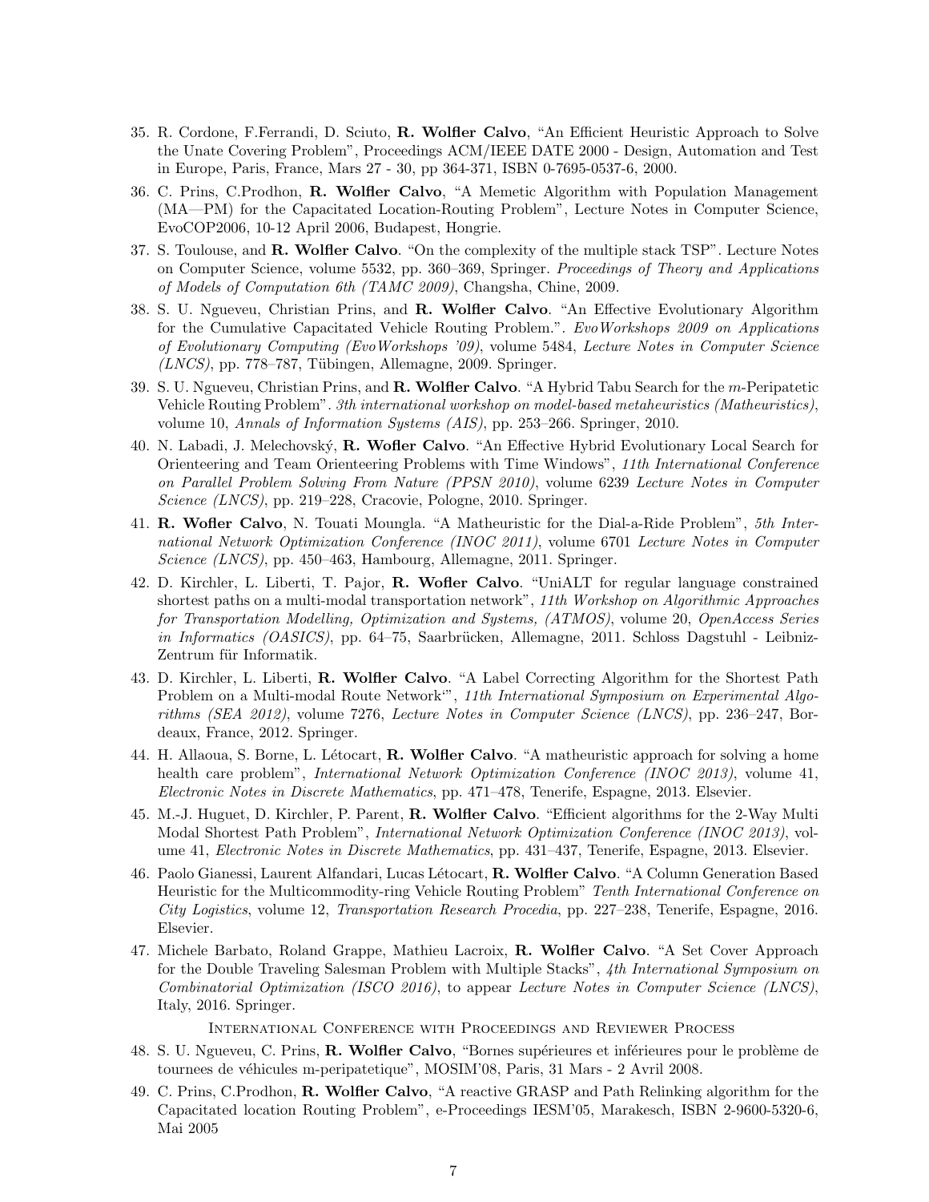35. R. Cordone, F.Ferrandi, D. Sciuto, **R. Wolfler Calvo**, "An Efficient Heuristic Approach to Solve the Unate Covering Problem", Proceedings ACM/IEEE DATE 2000 - Design, Automation and Test in Europe, Paris, France, Mars 27 - 30, pp 364-371, ISBN 0-7695-0537-6, 2000.
36. C. Prins, C.Prodhon, **R. Wolfler Calvo**, "A Memetic Algorithm with Population Management (MA—PM) for the Capacitated Location-Routing Problem", Lecture Notes in Computer Science, EvoCOP2006, 10-12 April 2006, Budapest, Hongrie.
37. S. Toulouse, and **R. Wolfler Calvo**. "On the complexity of the multiple stack TSP". Lecture Notes on Computer Science, volume 5532, pp. 360–369, Springer. *Proceedings of Theory and Applications of Models of Computation 6th (TAMC 2009)*, Changsha, Chine, 2009.
38. S. U. Ngueveu, Christian Prins, and **R. Wolfler Calvo**. "An Effective Evolutionary Algorithm for the Cumulative Capacitated Vehicle Routing Problem.". *EvoWorkshops 2009 on Applications of Evolutionary Computing (EvoWorkshops '09)*, volume 5484, *Lecture Notes in Computer Science (LNCS)*, pp. 778–787, Tübingen, Allemagne, 2009. Springer.
39. S. U. Ngueveu, Christian Prins, and **R. Wolfler Calvo**. "A Hybrid Tabu Search for the $m$-Peripatetic Vehicle Routing Problem". *3th international workshop on model-based metaheuristics (Matheuristics)*, volume 10, *Annals of Information Systems (AIS)*, pp. 253–266. Springer, 2010.
40. N. Labadi, J. Melechovský, **R. Wofler Calvo**. "An Effective Hybrid Evolutionary Local Search for Orienteering and Team Orienteering Problems with Time Windows", *11th International Conference on Parallel Problem Solving From Nature (PPSN 2010)*, volume 6239 *Lecture Notes in Computer Science (LNCS)*, pp. 219–228, Cracovie, Pologne, 2010. Springer.
41. **R. Wofler Calvo**, N. Touati Moungla. "A Matheuristic for the Dial-a-Ride Problem", *5th International Network Optimization Conference (INOC 2011)*, volume 6701 *Lecture Notes in Computer Science (LNCS)*, pp. 450–463, Hambourg, Allemagne, 2011. Springer.
42. D. Kirchler, L. Liberti, T. Pajor, **R. Wofler Calvo**. "UniALT for regular language constrained shortest paths on a multi-modal transportation network", *11th Workshop on Algorithmic Approaches for Transportation Modelling, Optimization and Systems, (ATMOS)*, volume 20, *OpenAccess Series in Informatics (OASICS)*, pp. 64–75, Saarbrücken, Allemagne, 2011. Schloss Dagstuhl - Leibniz-Zentrum für Informatik.
43. D. Kirchler, L. Liberti, **R. Wolfler Calvo**. "A Label Correcting Algorithm for the Shortest Path Problem on a Multi-modal Route Network'", *11th International Symposium on Experimental Algorithms (SEA 2012)*, volume 7276, *Lecture Notes in Computer Science (LNCS)*, pp. 236–247, Bordeaux, France, 2012. Springer.
44. H. Allaoua, S. Borne, L. Létocart, **R. Wolfler Calvo**. "A matheuristic approach for solving a home health care problem", *International Network Optimization Conference (INOC 2013)*, volume 41, *Electronic Notes in Discrete Mathematics*, pp. 471–478, Tenerife, Espagne, 2013. Elsevier.
45. M.-J. Huguet, D. Kirchler, P. Parent, **R. Wolfler Calvo**. "Efficient algorithms for the 2-Way Multi Modal Shortest Path Problem", *International Network Optimization Conference (INOC 2013)*, volume 41, *Electronic Notes in Discrete Mathematics*, pp. 431–437, Tenerife, Espagne, 2013. Elsevier.
46. Paolo Gianessi, Laurent Alfandari, Lucas Létocart, **R. Wolfler Calvo**. "A Column Generation Based Heuristic for the Multicommodity-ring Vehicle Routing Problem" *Tenth International Conference on City Logistics*, volume 12, *Transportation Research Procedia*, pp. 227–238, Tenerife, Espagne, 2016. Elsevier.
47. Michele Barbato, Roland Grappe, Mathieu Lacroix, **R. Wolfler Calvo**. "A Set Cover Approach for the Double Traveling Salesman Problem with Multiple Stacks", *4th International Symposium on Combinatorial Optimization (ISCO 2016)*, to appear *Lecture Notes in Computer Science (LNCS)*, Italy, 2016. Springer.

### International Conference with Proceedings and Reviewer Process

48. S. U. Ngueveu, C. Prins, **R. Wolfler Calvo**, "Bornes supérieures et inférieures pour le problème de tournees de véhicules m-peripatetique", MOSIM'08, Paris, 31 Mars - 2 Avril 2008.
49. C. Prins, C.Prodhon, **R. Wolfler Calvo**, "A reactive GRASP and Path Relinking algorithm for the Capacitated location Routing Problem", e-Proceedings IESM'05, Marakesch, ISBN 2-9600-5320-6, Mai 2005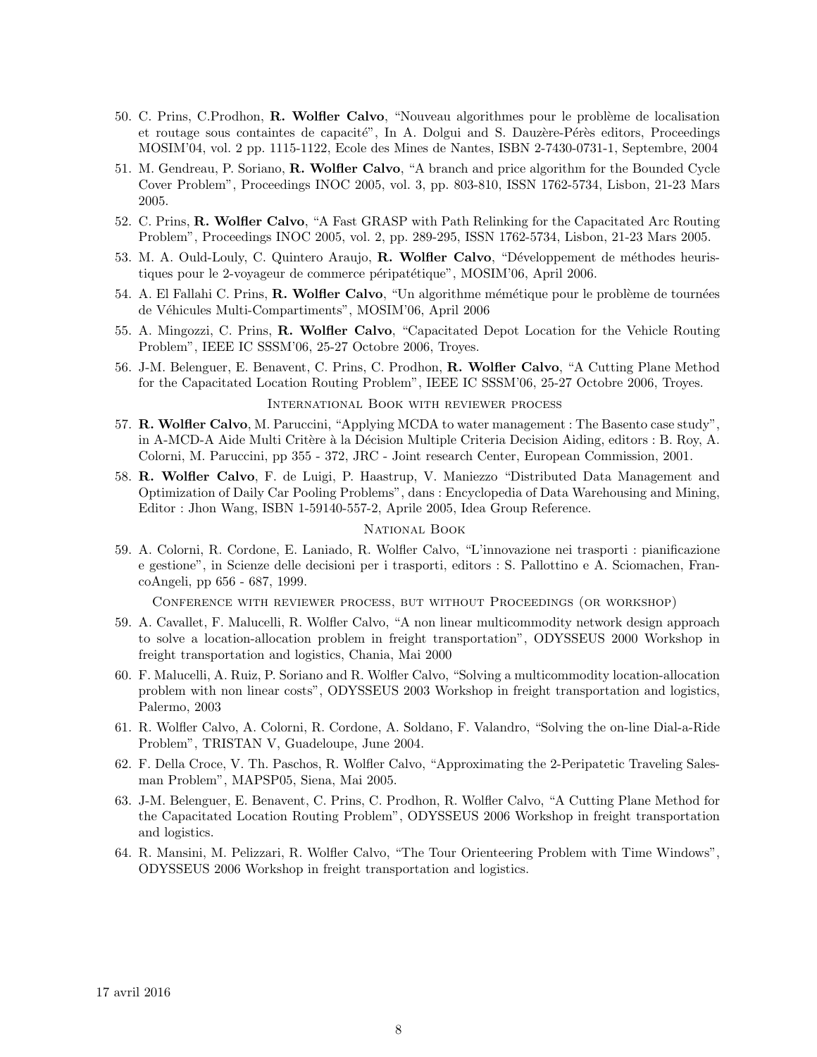50. C. Prins, C.Prodhon, **R. Wolfler Calvo**, "Nouveau algorithmes pour le problème de localisation et routage sous containtes de capacité", In A. Dolgui and S. Dauzère-Pérès editors, Proceedings MOSIM'04, vol. 2 pp. 1115-1122, Ecole des Mines de Nantes, ISBN 2-7430-0731-1, Septembre, 2004

51. M. Gendreau, P. Soriano, **R. Wolfler Calvo**, "A branch and price algorithm for the Bounded Cycle Cover Problem", Proceedings INOC 2005, vol. 3, pp. 803-810, ISSN 1762-5734, Lisbon, 21-23 Mars 2005.

52. C. Prins, **R. Wolfler Calvo**, "A Fast GRASP with Path Relinking for the Capacitated Arc Routing Problem", Proceedings INOC 2005, vol. 2, pp. 289-295, ISSN 1762-5734, Lisbon, 21-23 Mars 2005.

53. M. A. Ould-Louly, C. Quintero Araujo, **R. Wolfler Calvo**, "Développement de méthodes heuristiques pour le 2-voyageur de commerce péripatétique", MOSIM'06, April 2006.

54. A. El Fallahi C. Prins, **R. Wolfler Calvo**, "Un algorithme mémétique pour le problème de tournées de Véhicules Multi-Compartiments", MOSIM'06, April 2006

55. A. Mingozzi, C. Prins, **R. Wolfler Calvo**, "Capacitated Depot Location for the Vehicle Routing Problem", IEEE IC SSSM'06, 25-27 Octobre 2006, Troyes.

56. J-M. Belenguer, E. Benavent, C. Prins, C. Prodhon, **R. Wolfler Calvo**, "A Cutting Plane Method for the Capacitated Location Routing Problem", IEEE IC SSSM'06, 25-27 Octobre 2006, Troyes.

### International Book with reviewer process

57. **R. Wolfler Calvo**, M. Paruccini, "Applying MCDA to water management : The Basento case study", in A-MCD-A Aide Multi Critère à la Décision Multiple Criteria Decision Aiding, editors : B. Roy, A. Colorni, M. Paruccini, pp 355 - 372, JRC - Joint research Center, European Commission, 2001.

58. **R. Wolfler Calvo**, F. de Luigi, P. Haastrup, V. Maniezzo "Distributed Data Management and Optimization of Daily Car Pooling Problems", dans : Encyclopedia of Data Warehousing and Mining, Editor : Jhon Wang, ISBN 1-59140-557-2, Aprile 2005, Idea Group Reference.

### National Book

59. A. Colorni, R. Cordone, E. Laniado, R. Wolfler Calvo, "L'innovazione nei trasporti : pianificazione e gestione", in Scienze delle decisioni per i trasporti, editors : S. Pallottino e A. Sciomachen, FrancoAngeli, pp 656 - 687, 1999.

### Conference with reviewer process, but without Proceedings (or workshop)

59. A. Cavallet, F. Malucelli, R. Wolfler Calvo, "A non linear multicommodity network design approach to solve a location-allocation problem in freight transportation", ODYSSEUS 2000 Workshop in freight transportation and logistics, Chania, Mai 2000

60. F. Malucelli, A. Ruiz, P. Soriano and R. Wolfler Calvo, "Solving a multicommodity location-allocation problem with non linear costs", ODYSSEUS 2003 Workshop in freight transportation and logistics, Palermo, 2003

61. R. Wolfler Calvo, A. Colorni, R. Cordone, A. Soldano, F. Valandro, "Solving the on-line Dial-a-Ride Problem", TRISTAN V, Guadeloupe, June 2004.

62. F. Della Croce, V. Th. Paschos, R. Wolfler Calvo, "Approximating the 2-Peripatetic Traveling Salesman Problem", MAPSP05, Siena, Mai 2005.

63. J-M. Belenguer, E. Benavent, C. Prins, C. Prodhon, R. Wolfler Calvo, "A Cutting Plane Method for the Capacitated Location Routing Problem", ODYSSEUS 2006 Workshop in freight transportation and logistics.

64. R. Mansini, M. Pelizzari, R. Wolfler Calvo, "The Tour Orienteering Problem with Time Windows", ODYSSEUS 2006 Workshop in freight transportation and logistics.

17 avril 2016